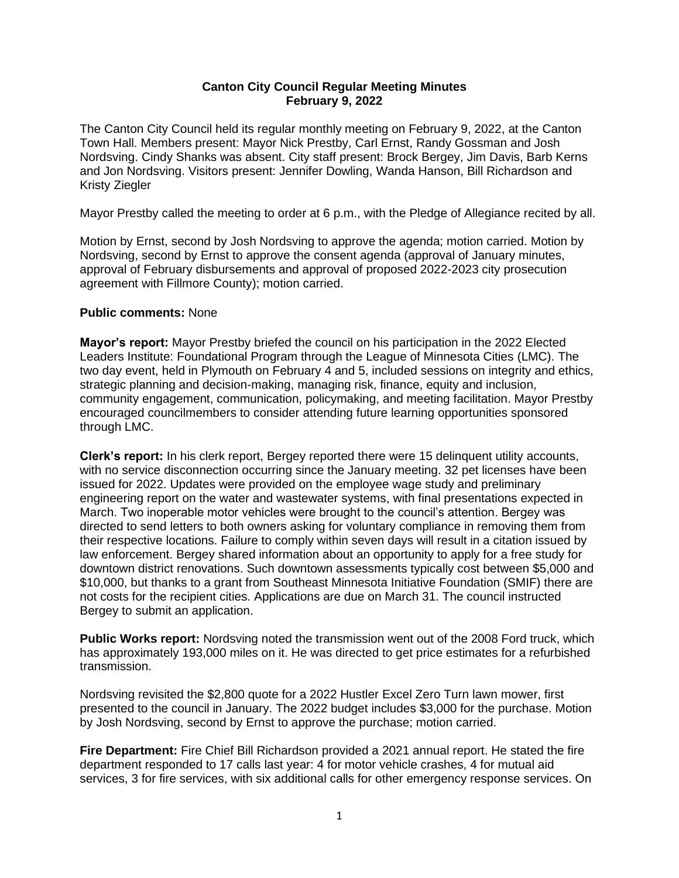**Canton City Council Regular Meeting Minutes**
**February 9, 2022**

The Canton City Council held its regular monthly meeting on February 9, 2022, at the Canton Town Hall. Members present: Mayor Nick Prestby, Carl Ernst, Randy Gossman and Josh Nordsving. Cindy Shanks was absent. City staff present: Brock Bergey, Jim Davis, Barb Kerns and Jon Nordsving. Visitors present: Jennifer Dowling, Wanda Hanson, Bill Richardson and Kristy Ziegler

Mayor Prestby called the meeting to order at 6 p.m., with the Pledge of Allegiance recited by all.

Motion by Ernst, second by Josh Nordsving to approve the agenda; motion carried. Motion by Nordsving, second by Ernst to approve the consent agenda (approval of January minutes, approval of February disbursements and approval of proposed 2022-2023 city prosecution agreement with Fillmore County); motion carried.

**Public comments:** None

**Mayor's report:** Mayor Prestby briefed the council on his participation in the 2022 Elected Leaders Institute: Foundational Program through the League of Minnesota Cities (LMC). The two day event, held in Plymouth on February 4 and 5, included sessions on integrity and ethics, strategic planning and decision-making, managing risk, finance, equity and inclusion, community engagement, communication, policymaking, and meeting facilitation. Mayor Prestby encouraged councilmembers to consider attending future learning opportunities sponsored through LMC.

**Clerk's report:** In his clerk report, Bergey reported there were 15 delinquent utility accounts, with no service disconnection occurring since the January meeting. 32 pet licenses have been issued for 2022. Updates were provided on the employee wage study and preliminary engineering report on the water and wastewater systems, with final presentations expected in March. Two inoperable motor vehicles were brought to the council's attention. Bergey was directed to send letters to both owners asking for voluntary compliance in removing them from their respective locations. Failure to comply within seven days will result in a citation issued by law enforcement. Bergey shared information about an opportunity to apply for a free study for downtown district renovations. Such downtown assessments typically cost between $5,000 and $10,000, but thanks to a grant from Southeast Minnesota Initiative Foundation (SMIF) there are not costs for the recipient cities. Applications are due on March 31. The council instructed Bergey to submit an application.

**Public Works report:** Nordsving noted the transmission went out of the 2008 Ford truck, which has approximately 193,000 miles on it. He was directed to get price estimates for a refurbished transmission.

Nordsving revisited the $2,800 quote for a 2022 Hustler Excel Zero Turn lawn mower, first presented to the council in January. The 2022 budget includes $3,000 for the purchase. Motion by Josh Nordsving, second by Ernst to approve the purchase; motion carried.

**Fire Department:** Fire Chief Bill Richardson provided a 2021 annual report. He stated the fire department responded to 17 calls last year: 4 for motor vehicle crashes, 4 for mutual aid services, 3 for fire services, with six additional calls for other emergency response services. On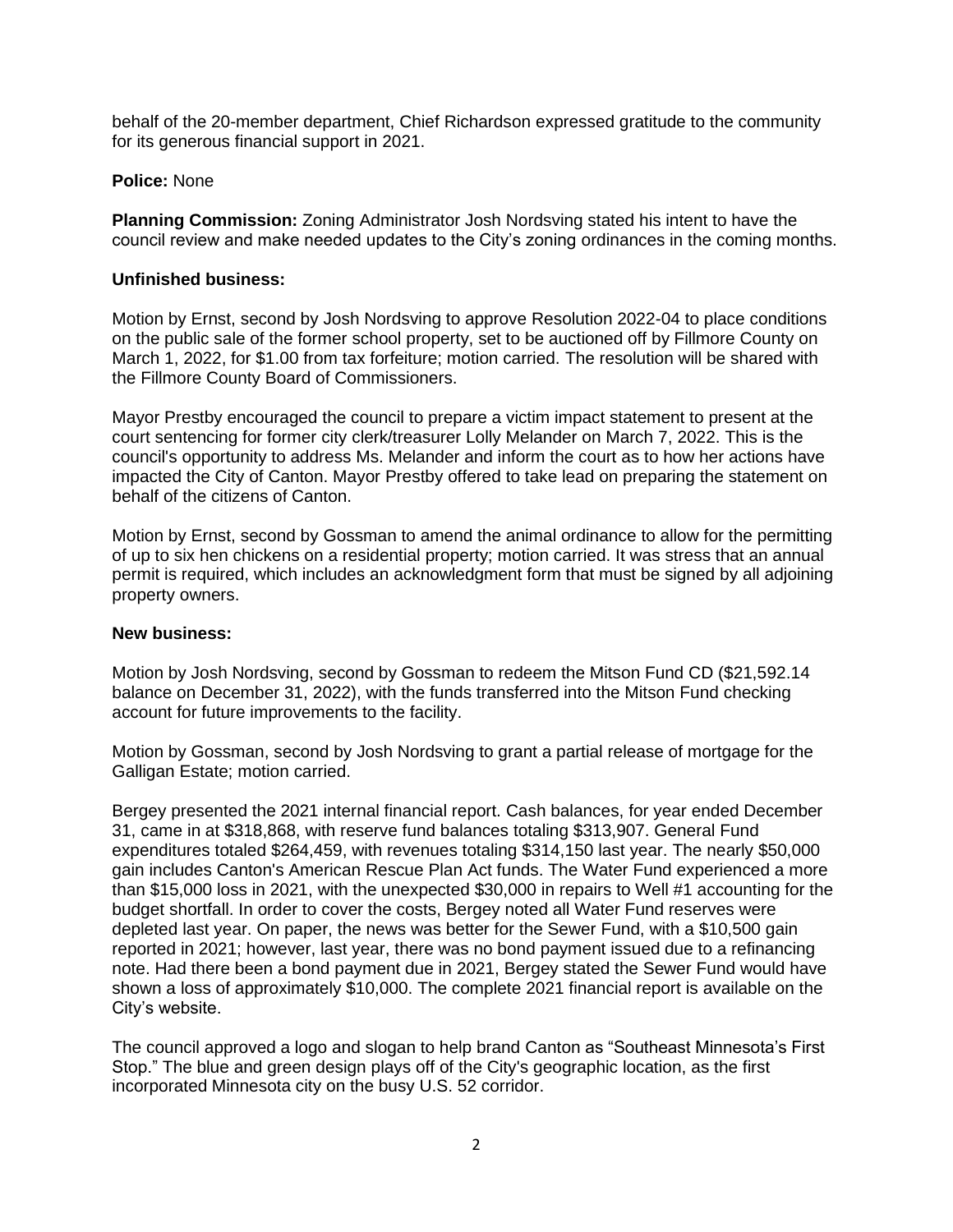behalf of the 20-member department, Chief Richardson expressed gratitude to the community for its generous financial support in 2021.

**Police:** None

**Planning Commission:** Zoning Administrator Josh Nordsving stated his intent to have the council review and make needed updates to the City's zoning ordinances in the coming months.

**Unfinished business:**

Motion by Ernst, second by Josh Nordsving to approve Resolution 2022-04 to place conditions on the public sale of the former school property, set to be auctioned off by Fillmore County on March 1, 2022, for $1.00 from tax forfeiture; motion carried. The resolution will be shared with the Fillmore County Board of Commissioners.

Mayor Prestby encouraged the council to prepare a victim impact statement to present at the court sentencing for former city clerk/treasurer Lolly Melander on March 7, 2022. This is the council's opportunity to address Ms. Melander and inform the court as to how her actions have impacted the City of Canton. Mayor Prestby offered to take lead on preparing the statement on behalf of the citizens of Canton.

Motion by Ernst, second by Gossman to amend the animal ordinance to allow for the permitting of up to six hen chickens on a residential property; motion carried. It was stress that an annual permit is required, which includes an acknowledgment form that must be signed by all adjoining property owners.

**New business:**

Motion by Josh Nordsving, second by Gossman to redeem the Mitson Fund CD ($21,592.14 balance on December 31, 2022), with the funds transferred into the Mitson Fund checking account for future improvements to the facility.

Motion by Gossman, second by Josh Nordsving to grant a partial release of mortgage for the Galligan Estate; motion carried.

Bergey presented the 2021 internal financial report. Cash balances, for year ended December 31, came in at $318,868, with reserve fund balances totaling $313,907. General Fund expenditures totaled $264,459, with revenues totaling $314,150 last year. The nearly $50,000 gain includes Canton's American Rescue Plan Act funds. The Water Fund experienced a more than $15,000 loss in 2021, with the unexpected $30,000 in repairs to Well #1 accounting for the budget shortfall. In order to cover the costs, Bergey noted all Water Fund reserves were depleted last year. On paper, the news was better for the Sewer Fund, with a $10,500 gain reported in 2021; however, last year, there was no bond payment issued due to a refinancing note. Had there been a bond payment due in 2021, Bergey stated the Sewer Fund would have shown a loss of approximately $10,000. The complete 2021 financial report is available on the City's website.

The council approved a logo and slogan to help brand Canton as "Southeast Minnesota's First Stop." The blue and green design plays off of the City's geographic location, as the first incorporated Minnesota city on the busy U.S. 52 corridor.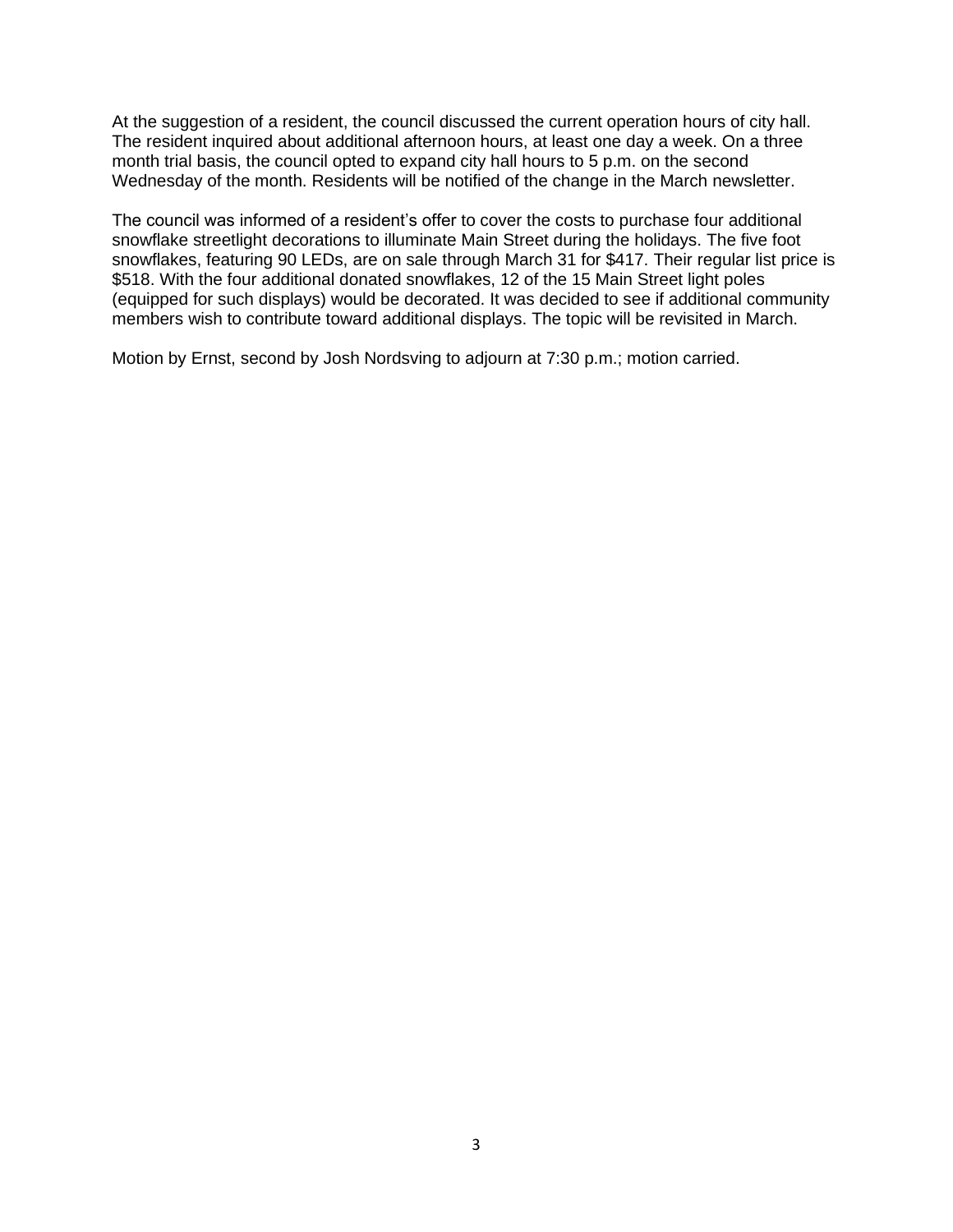At the suggestion of a resident, the council discussed the current operation hours of city hall. The resident inquired about additional afternoon hours, at least one day a week. On a three month trial basis, the council opted to expand city hall hours to 5 p.m. on the second Wednesday of the month. Residents will be notified of the change in the March newsletter.

The council was informed of a resident's offer to cover the costs to purchase four additional snowflake streetlight decorations to illuminate Main Street during the holidays. The five foot snowflakes, featuring 90 LEDs, are on sale through March 31 for $417. Their regular list price is $518. With the four additional donated snowflakes, 12 of the 15 Main Street light poles (equipped for such displays) would be decorated. It was decided to see if additional community members wish to contribute toward additional displays. The topic will be revisited in March.

Motion by Ernst, second by Josh Nordsving to adjourn at 7:30 p.m.; motion carried.